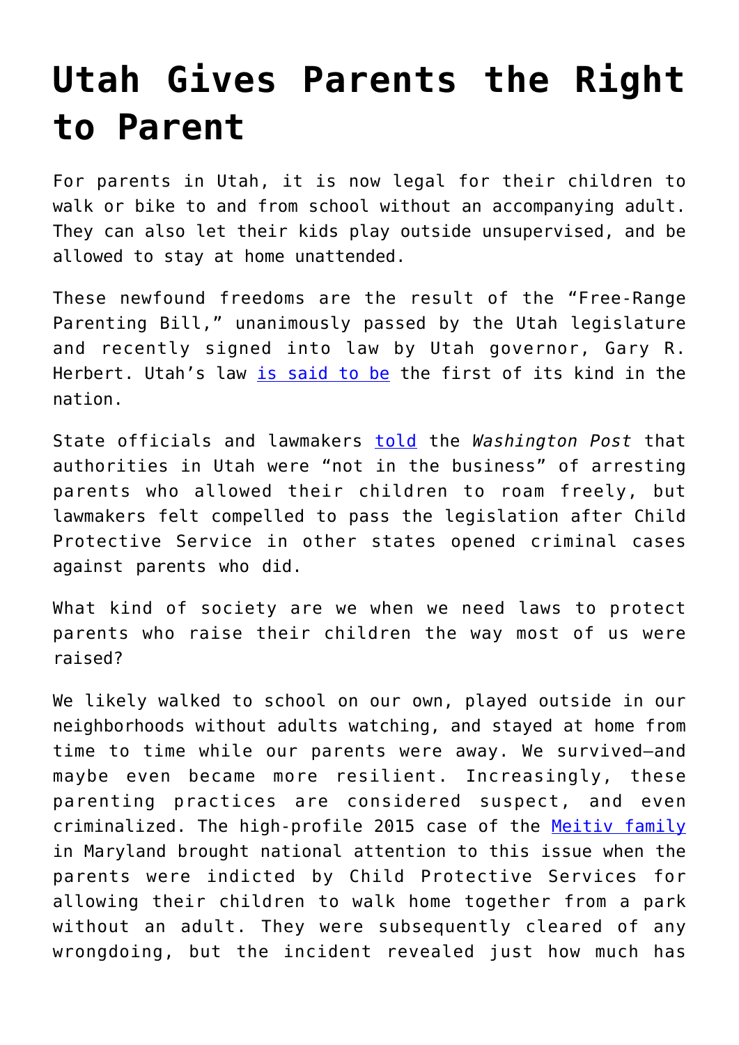# Utah Gives Parents the Right to Parent

For parents in Utah, it is now legal for their children to walk or bike to and from school without an accompanying adult. They can also let their kids play outside unsupervised, and be allowed to stay at home unattended.

These newfound freedoms are the result of the "Free-Range Parenting Bill," unanimously passed by the Utah legislature and recently signed into law by Utah governor, Gary R. Herbert. Utah's law is said to be the first of its kind in the nation.

State officials and lawmakers told the *Washington Post* that authorities in Utah were "not in the business" of arresting parents who allowed their children to roam freely, but lawmakers felt compelled to pass the legislation after Child Protective Service in other states opened criminal cases against parents who did.

What kind of society are we when we need laws to protect parents who raise their children the way most of us were raised?

We likely walked to school on our own, played outside in our neighborhoods without adults watching, and stayed at home from time to time while our parents were away. We survived—and maybe even became more resilient. Increasingly, these parenting practices are considered suspect, and even criminalized. The high-profile 2015 case of the Meitiv family in Maryland brought national attention to this issue when the parents were indicted by Child Protective Services for allowing their children to walk home together from a park without an adult. They were subsequently cleared of any wrongdoing, but the incident revealed just how much has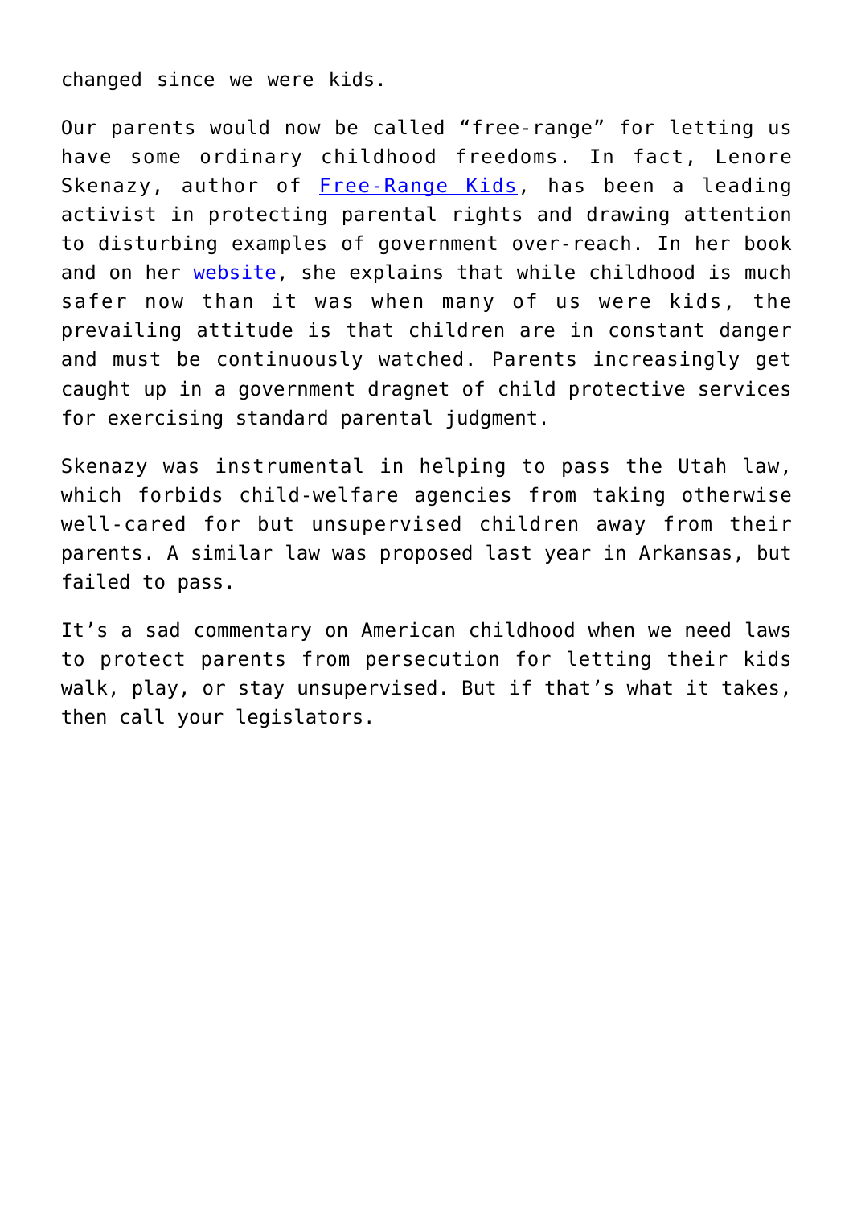changed since we were kids.

Our parents would now be called "free-range" for letting us have some ordinary childhood freedoms. In fact, Lenore Skenazy, author of Free-Range Kids, has been a leading activist in protecting parental rights and drawing attention to disturbing examples of government over-reach. In her book and on her website, she explains that while childhood is much safer now than it was when many of us were kids, the prevailing attitude is that children are in constant danger and must be continuously watched. Parents increasingly get caught up in a government dragnet of child protective services for exercising standard parental judgment.

Skenazy was instrumental in helping to pass the Utah law, which forbids child-welfare agencies from taking otherwise well-cared for but unsupervised children away from their parents. A similar law was proposed last year in Arkansas, but failed to pass.

It's a sad commentary on American childhood when we need laws to protect parents from persecution for letting their kids walk, play, or stay unsupervised. But if that's what it takes, then call your legislators.